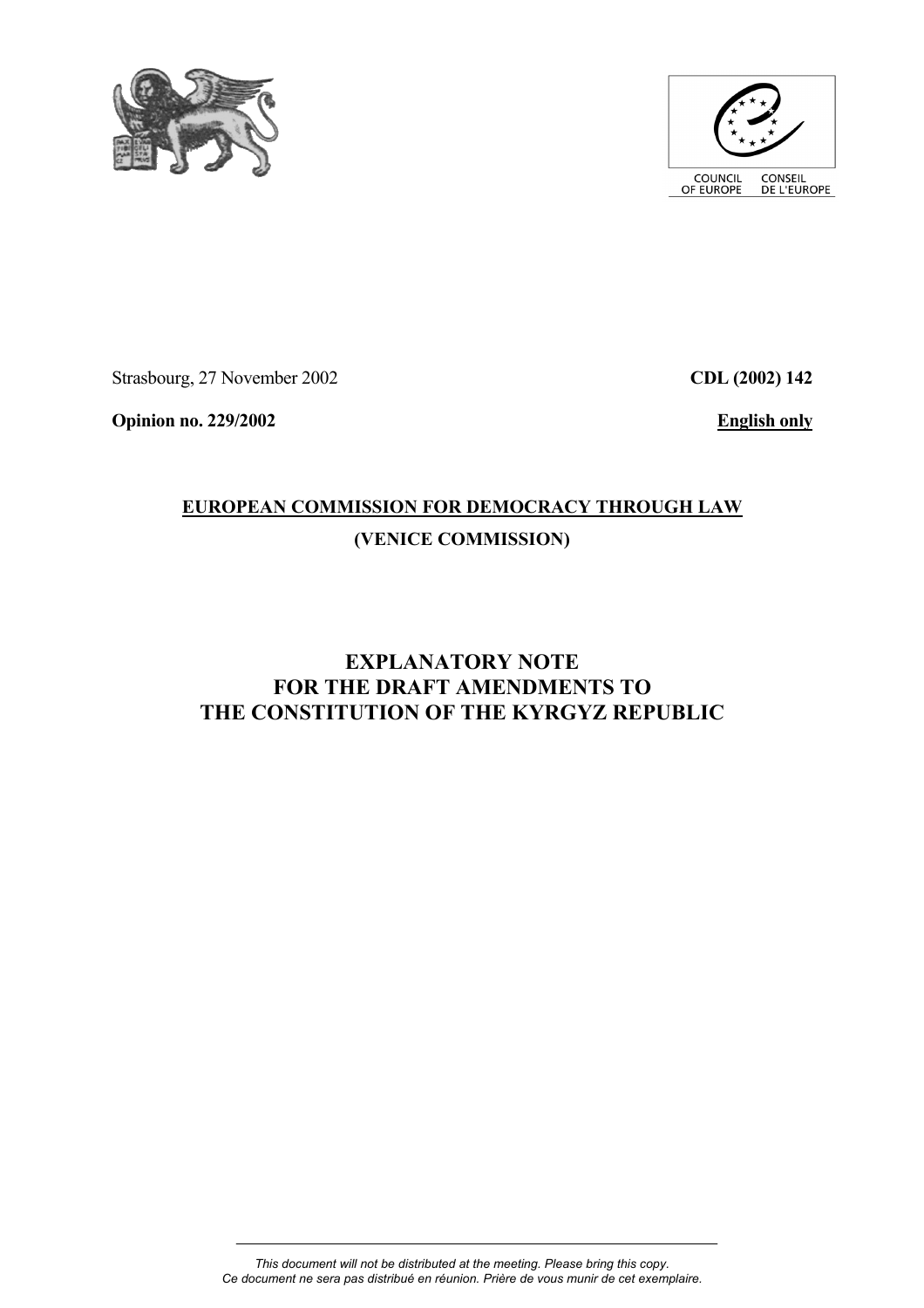COUNCIL OF EUROPE CONSEIL DE L'EUROPE

Strasbourg, 27 November 2002 **CDL (2002) 142**

**Opinion no. 229/2002** **English only**

**EUROPEAN COMMISSION FOR DEMOCRACY THROUGH LAW**

**(VENICE COMMISSION)**

# EXPLANATORY NOTE FOR THE DRAFT AMENDMENTS TO THE CONSTITUTION OF THE KYRGYZ REPUBLIC

*This document will not be distributed at the meeting. Please bring this copy.*
*Ce document ne sera pas distribué en réunion. Prière de vous munir de cet exemplaire.*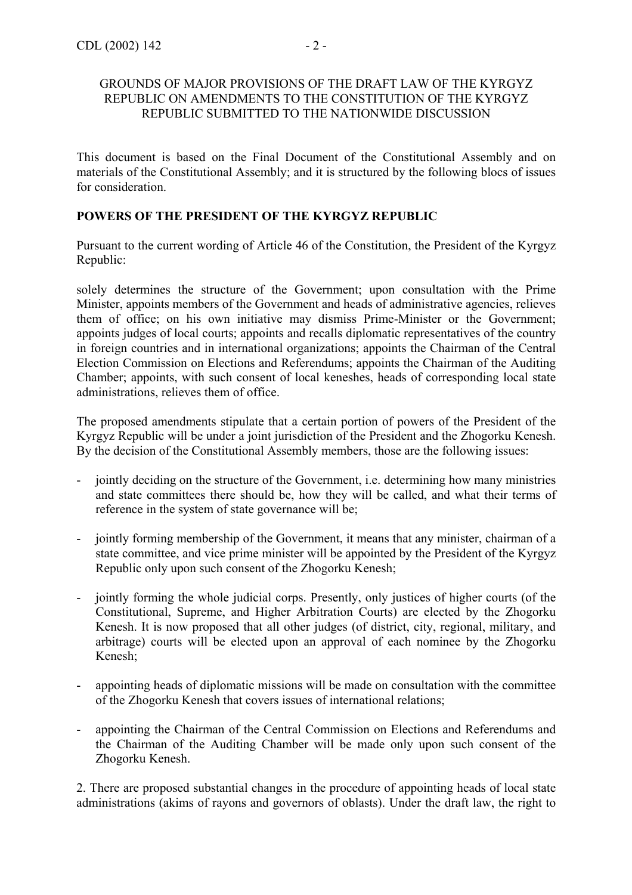GROUNDS OF MAJOR PROVISIONS OF THE DRAFT LAW OF THE KYRGYZ REPUBLIC ON AMENDMENTS TO THE CONSTITUTION OF THE KYRGYZ REPUBLIC SUBMITTED TO THE NATIONWIDE DISCUSSION

This document is based on the Final Document of the Constitutional Assembly and on materials of the Constitutional Assembly; and it is structured by the following blocs of issues for consideration.

**POWERS OF THE PRESIDENT OF THE KYRGYZ REPUBLIC**

Pursuant to the current wording of Article 46 of the Constitution, the President of the Kyrgyz Republic:

solely determines the structure of the Government; upon consultation with the Prime Minister, appoints members of the Government and heads of administrative agencies, relieves them of office; on his own initiative may dismiss Prime-Minister or the Government; appoints judges of local courts; appoints and recalls diplomatic representatives of the country in foreign countries and in international organizations; appoints the Chairman of the Central Election Commission on Elections and Referendums; appoints the Chairman of the Auditing Chamber; appoints, with such consent of local keneshes, heads of corresponding local state administrations, relieves them of office.

The proposed amendments stipulate that a certain portion of powers of the President of the Kyrgyz Republic will be under a joint jurisdiction of the President and the Zhogorku Kenesh. By the decision of the Constitutional Assembly members, those are the following issues:

- jointly deciding on the structure of the Government, i.e. determining how many ministries and state committees there should be, how they will be called, and what their terms of reference in the system of state governance will be;
- jointly forming membership of the Government, it means that any minister, chairman of a state committee, and vice prime minister will be appointed by the President of the Kyrgyz Republic only upon such consent of the Zhogorku Kenesh;
- jointly forming the whole judicial corps. Presently, only justices of higher courts (of the Constitutional, Supreme, and Higher Arbitration Courts) are elected by the Zhogorku Kenesh. It is now proposed that all other judges (of district, city, regional, military, and arbitrage) courts will be elected upon an approval of each nominee by the Zhogorku Kenesh;
- appointing heads of diplomatic missions will be made on consultation with the committee of the Zhogorku Kenesh that covers issues of international relations;
- appointing the Chairman of the Central Commission on Elections and Referendums and the Chairman of the Auditing Chamber will be made only upon such consent of the Zhogorku Kenesh.

2. There are proposed substantial changes in the procedure of appointing heads of local state administrations (akims of rayons and governors of oblasts). Under the draft law, the right to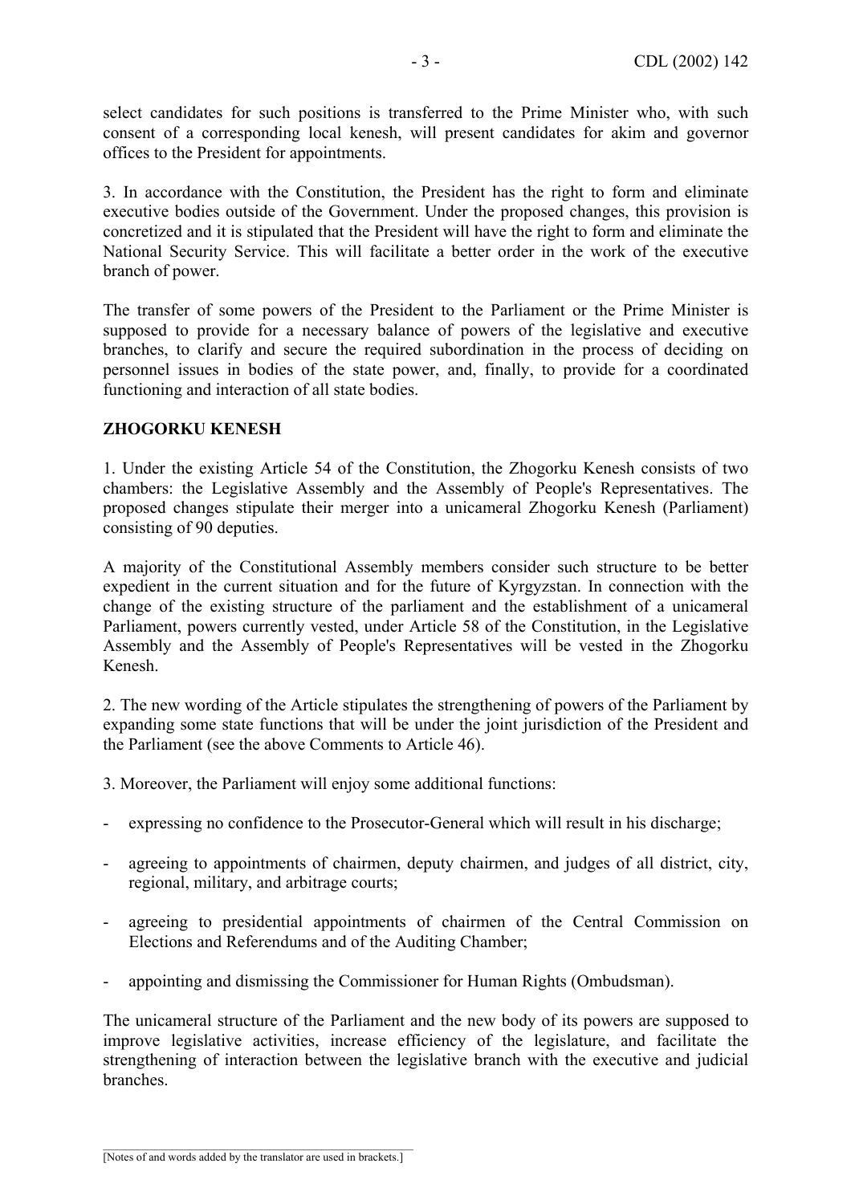select candidates for such positions is transferred to the Prime Minister who, with such consent of a corresponding local kenesh, will present candidates for akim and governor offices to the President for appointments.

3. In accordance with the Constitution, the President has the right to form and eliminate executive bodies outside of the Government. Under the proposed changes, this provision is concretized and it is stipulated that the President will have the right to form and eliminate the National Security Service. This will facilitate a better order in the work of the executive branch of power.

The transfer of some powers of the President to the Parliament or the Prime Minister is supposed to provide for a necessary balance of powers of the legislative and executive branches, to clarify and secure the required subordination in the process of deciding on personnel issues in bodies of the state power, and, finally, to provide for a coordinated functioning and interaction of all state bodies.

**ZHOGORKU KENESH**

1. Under the existing Article 54 of the Constitution, the Zhogorku Kenesh consists of two chambers: the Legislative Assembly and the Assembly of People's Representatives. The proposed changes stipulate their merger into a unicameral Zhogorku Kenesh (Parliament) consisting of 90 deputies.

A majority of the Constitutional Assembly members consider such structure to be better expedient in the current situation and for the future of Kyrgyzstan. In connection with the change of the existing structure of the parliament and the establishment of a unicameral Parliament, powers currently vested, under Article 58 of the Constitution, in the Legislative Assembly and the Assembly of People's Representatives will be vested in the Zhogorku Kenesh.

2. The new wording of the Article stipulates the strengthening of powers of the Parliament by expanding some state functions that will be under the joint jurisdiction of the President and the Parliament (see the above Comments to Article 46).

3. Moreover, the Parliament will enjoy some additional functions:

- expressing no confidence to the Prosecutor-General which will result in his discharge;
- agreeing to appointments of chairmen, deputy chairmen, and judges of all district, city, regional, military, and arbitrage courts;
- agreeing to presidential appointments of chairmen of the Central Commission on Elections and Referendums and of the Auditing Chamber;
- appointing and dismissing the Commissioner for Human Rights (Ombudsman).

The unicameral structure of the Parliament and the new body of its powers are supposed to improve legislative activities, increase efficiency of the legislature, and facilitate the strengthening of interaction between the legislative branch with the executive and judicial branches.

[Notes of and words added by the translator are used in brackets.]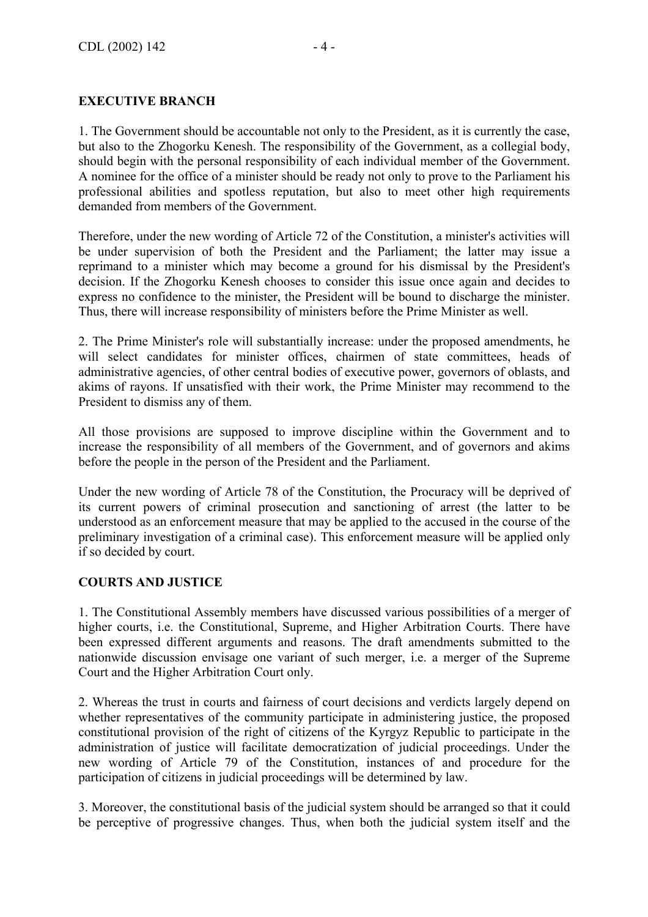**EXECUTIVE BRANCH**

1. The Government should be accountable not only to the President, as it is currently the case, but also to the Zhogorku Kenesh. The responsibility of the Government, as a collegial body, should begin with the personal responsibility of each individual member of the Government. A nominee for the office of a minister should be ready not only to prove to the Parliament his professional abilities and spotless reputation, but also to meet other high requirements demanded from members of the Government.

Therefore, under the new wording of Article 72 of the Constitution, a minister's activities will be under supervision of both the President and the Parliament; the latter may issue a reprimand to a minister which may become a ground for his dismissal by the President's decision. If the Zhogorku Kenesh chooses to consider this issue once again and decides to express no confidence to the minister, the President will be bound to discharge the minister. Thus, there will increase responsibility of ministers before the Prime Minister as well.

2. The Prime Minister's role will substantially increase: under the proposed amendments, he will select candidates for minister offices, chairmen of state committees, heads of administrative agencies, of other central bodies of executive power, governors of oblasts, and akims of rayons. If unsatisfied with their work, the Prime Minister may recommend to the President to dismiss any of them.

All those provisions are supposed to improve discipline within the Government and to increase the responsibility of all members of the Government, and of governors and akims before the people in the person of the President and the Parliament.

Under the new wording of Article 78 of the Constitution, the Procuracy will be deprived of its current powers of criminal prosecution and sanctioning of arrest (the latter to be understood as an enforcement measure that may be applied to the accused in the course of the preliminary investigation of a criminal case). This enforcement measure will be applied only if so decided by court.

**COURTS AND JUSTICE**

1. The Constitutional Assembly members have discussed various possibilities of a merger of higher courts, i.e. the Constitutional, Supreme, and Higher Arbitration Courts. There have been expressed different arguments and reasons. The draft amendments submitted to the nationwide discussion envisage one variant of such merger, i.e. a merger of the Supreme Court and the Higher Arbitration Court only.

2. Whereas the trust in courts and fairness of court decisions and verdicts largely depend on whether representatives of the community participate in administering justice, the proposed constitutional provision of the right of citizens of the Kyrgyz Republic to participate in the administration of justice will facilitate democratization of judicial proceedings. Under the new wording of Article 79 of the Constitution, instances of and procedure for the participation of citizens in judicial proceedings will be determined by law.

3. Moreover, the constitutional basis of the judicial system should be arranged so that it could be perceptive of progressive changes. Thus, when both the judicial system itself and the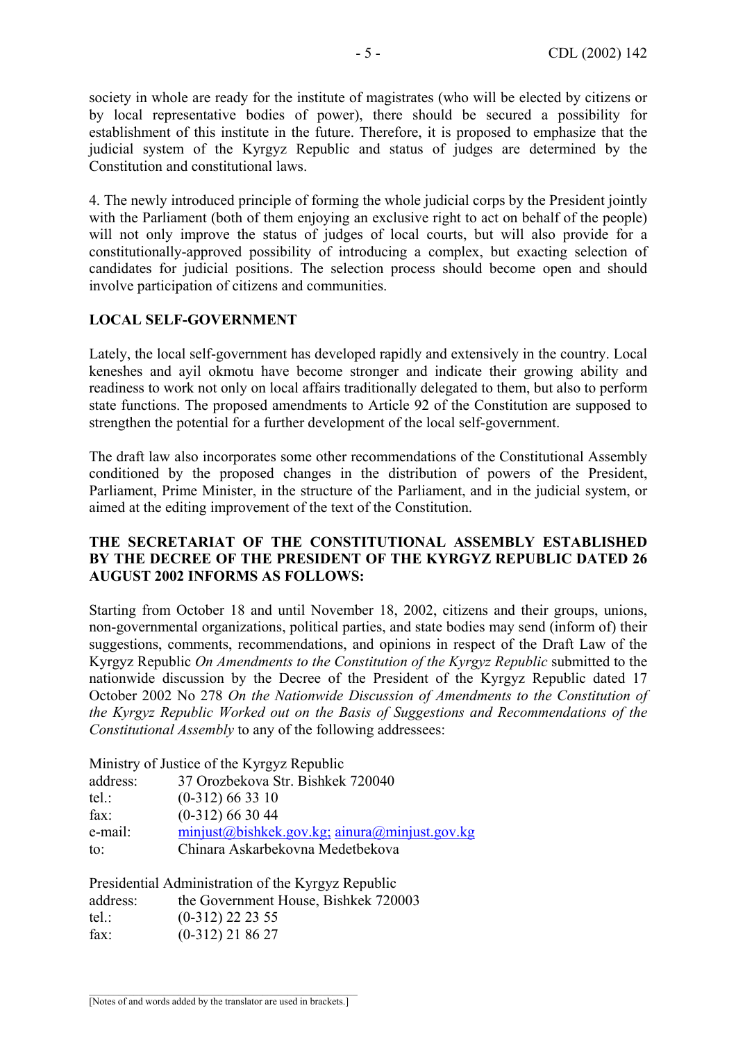society in whole are ready for the institute of magistrates (who will be elected by citizens or by local representative bodies of power), there should be secured a possibility for establishment of this institute in the future. Therefore, it is proposed to emphasize that the judicial system of the Kyrgyz Republic and status of judges are determined by the Constitution and constitutional laws.

4. The newly introduced principle of forming the whole judicial corps by the President jointly with the Parliament (both of them enjoying an exclusive right to act on behalf of the people) will not only improve the status of judges of local courts, but will also provide for a constitutionally-approved possibility of introducing a complex, but exacting selection of candidates for judicial positions. The selection process should become open and should involve participation of citizens and communities.

**LOCAL SELF-GOVERNMENT**

Lately, the local self-government has developed rapidly and extensively in the country. Local keneshes and ayil okmotu have become stronger and indicate their growing ability and readiness to work not only on local affairs traditionally delegated to them, but also to perform state functions. The proposed amendments to Article 92 of the Constitution are supposed to strengthen the potential for a further development of the local self-government.

The draft law also incorporates some other recommendations of the Constitutional Assembly conditioned by the proposed changes in the distribution of powers of the President, Parliament, Prime Minister, in the structure of the Parliament, and in the judicial system, or aimed at the editing improvement of the text of the Constitution.

**THE SECRETARIAT OF THE CONSTITUTIONAL ASSEMBLY ESTABLISHED BY THE DECREE OF THE PRESIDENT OF THE KYRGYZ REPUBLIC DATED 26 AUGUST 2002 INFORMS AS FOLLOWS:**

Starting from October 18 and until November 18, 2002, citizens and their groups, unions, non-governmental organizations, political parties, and state bodies may send (inform of) their suggestions, comments, recommendations, and opinions in respect of the Draft Law of the Kyrgyz Republic *On Amendments to the Constitution of the Kyrgyz Republic* submitted to the nationwide discussion by the Decree of the President of the Kyrgyz Republic dated 17 October 2002 No 278 *On the Nationwide Discussion of Amendments to the Constitution of the Kyrgyz Republic Worked out on the Basis of Suggestions and Recommendations of the Constitutional Assembly* to any of the following addressees:

Ministry of Justice of the Kyrgyz Republic
address: 37 Orozbekova Str. Bishkek 720040
tel.: (0-312) 66 33 10
fax: (0-312) 66 30 44
e-mail: minjust@bishkek.gov.kg; ainura@minjust.gov.kg
to: Chinara Askarbekovna Medetbekova

Presidential Administration of the Kyrgyz Republic
address: the Government House, Bishkek 720003
tel.: (0-312) 22 23 55
fax: (0-312) 21 86 27

[Notes of and words added by the translator are used in brackets.]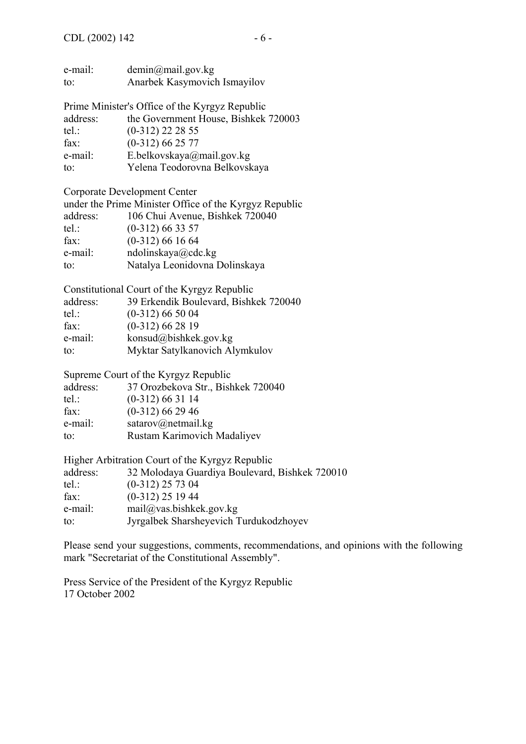e-mail: demin@mail.gov.kg
to: Anarbek Kasymovich Ismayilov

Prime Minister's Office of the Kyrgyz Republic
address: the Government House, Bishkek 720003
tel.: (0-312) 22 28 55
fax: (0-312) 66 25 77
e-mail: E.belkovskaya@mail.gov.kg
to: Yelena Teodorovna Belkovskaya

Corporate Development Center
under the Prime Minister Office of the Kyrgyz Republic
address: 106 Chui Avenue, Bishkek 720040
tel.: (0-312) 66 33 57
fax: (0-312) 66 16 64
e-mail: ndolinskaya@cdc.kg
to: Natalya Leonidovna Dolinskaya

Constitutional Court of the Kyrgyz Republic
address: 39 Erkendik Boulevard, Bishkek 720040
tel.: (0-312) 66 50 04
fax: (0-312) 66 28 19
e-mail: konsud@bishkek.gov.kg
to: Myktar Satylkanovich Alymkulov

Supreme Court of the Kyrgyz Republic
address: 37 Orozbekova Str., Bishkek 720040
tel.: (0-312) 66 31 14
fax: (0-312) 66 29 46
e-mail: satarov@netmail.kg
to: Rustam Karimovich Madaliyev

Higher Arbitration Court of the Kyrgyz Republic
address: 32 Molodaya Guardiya Boulevard, Bishkek 720010
tel.: (0-312) 25 73 04
fax: (0-312) 25 19 44
e-mail: mail@vas.bishkek.gov.kg
to: Jyrgalbek Sharsheyevich Turdukodzhoyev

Please send your suggestions, comments, recommendations, and opinions with the following mark "Secretariat of the Constitutional Assembly".

Press Service of the President of the Kyrgyz Republic
17 October 2002